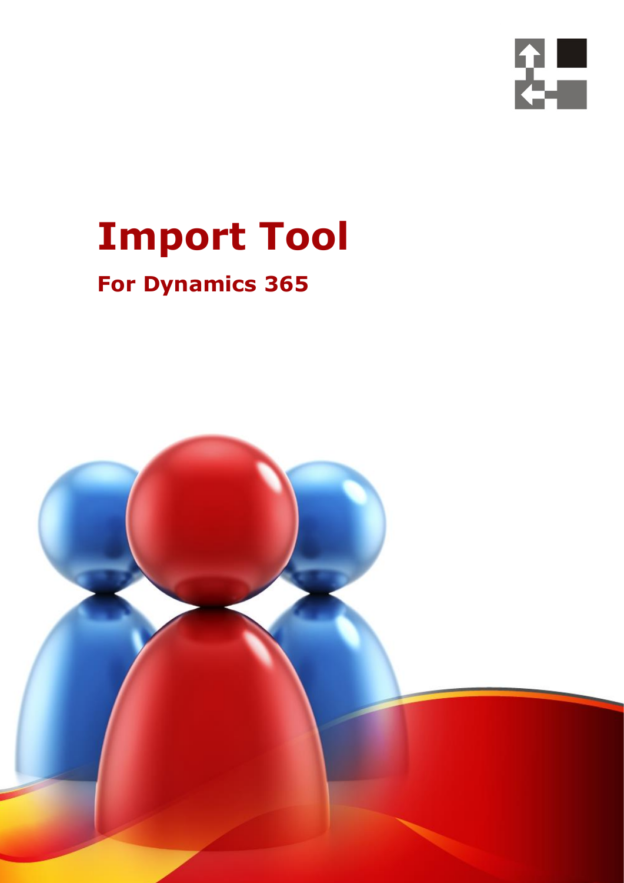# Import Tool

## For Dynamics 365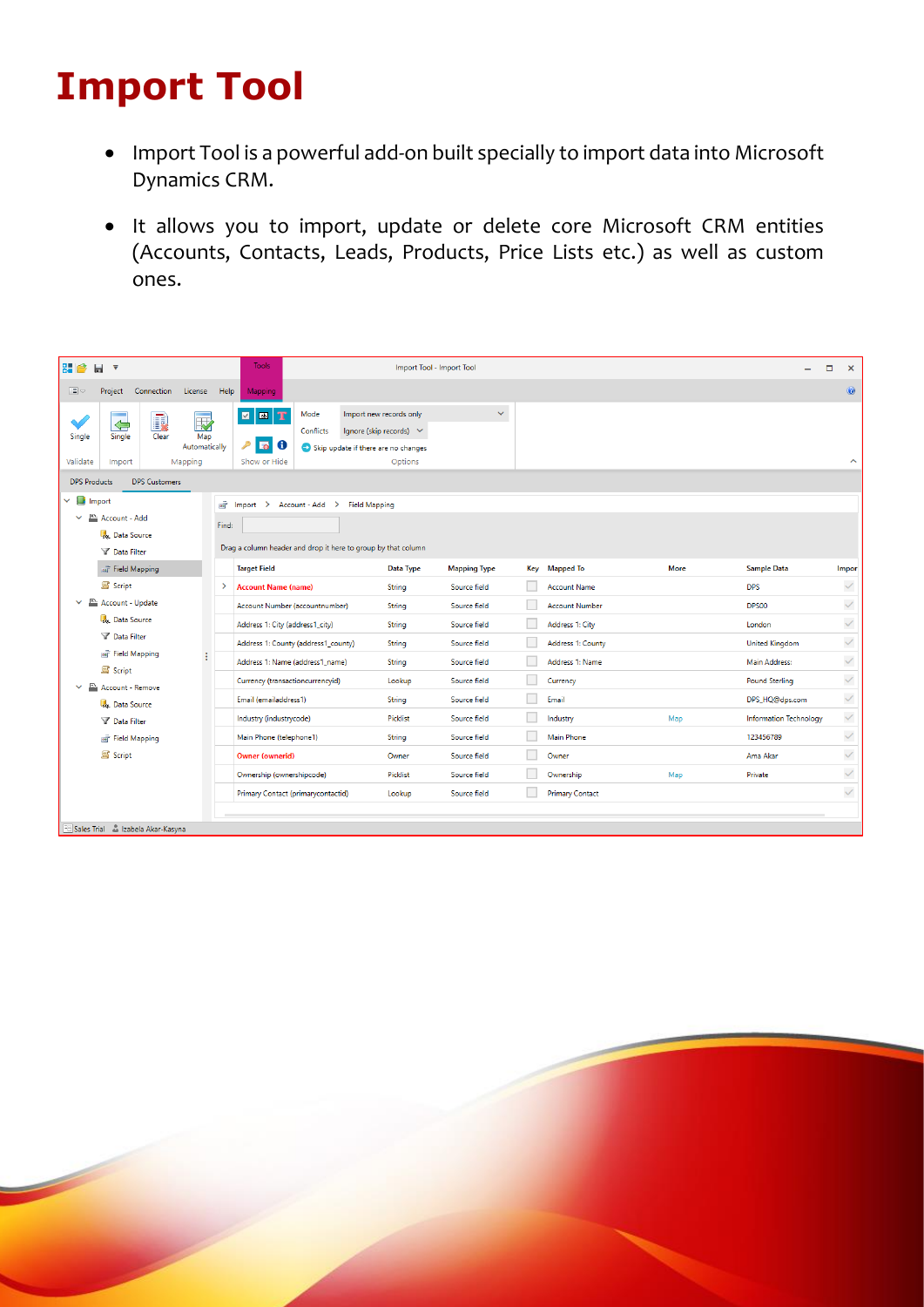# Import Tool

- Import Tool is a powerful add-on built specially to import data into Microsoft Dynamics CRM.
- It allows you to import, update or delete core Microsoft CRM entities (Accounts, Contacts, Leads, Products, Price Lists etc.) as well as custom ones.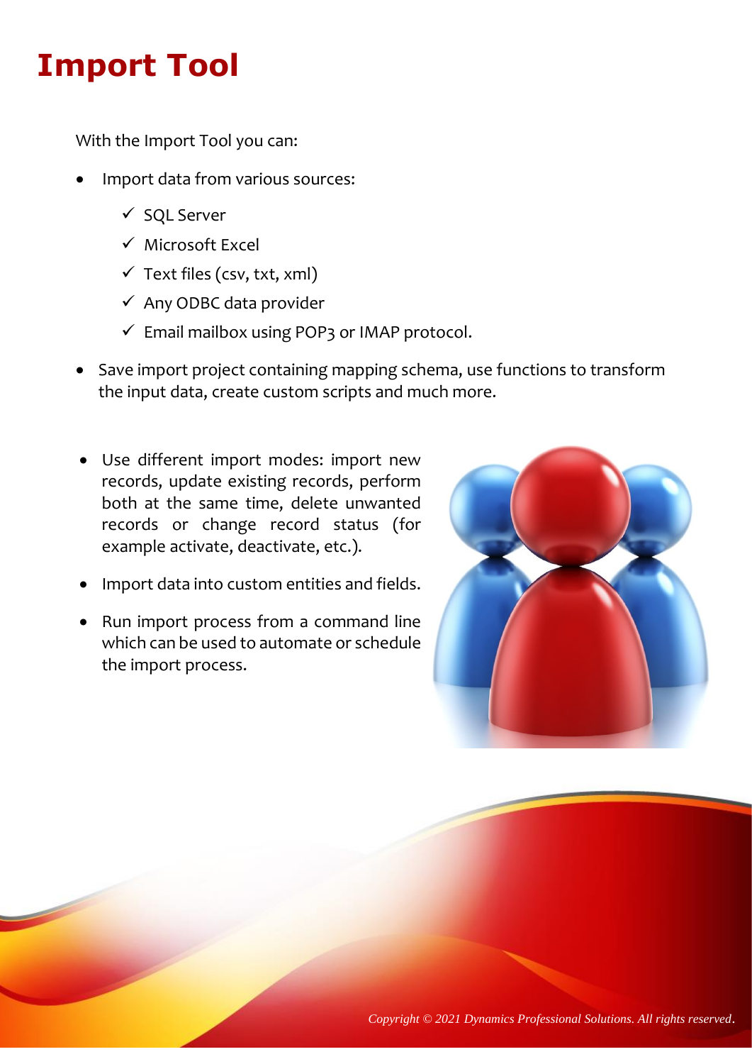# Import Tool

With the Import Tool you can:

- Import data from various sources:
  - ✓ SQL Server
  - ✓ Microsoft Excel
  - ✓ Text files (csv, txt, xml)
  - ✓ Any ODBC data provider
  - ✓ Email mailbox using POP3 or IMAP protocol.
- Save import project containing mapping schema, use functions to transform the input data, create custom scripts and much more.
- Use different import modes: import new records, update existing records, perform both at the same time, delete unwanted records or change record status (for example activate, deactivate, etc.).
- Import data into custom entities and fields.
- Run import process from a command line which can be used to automate or schedule the import process.

*Copyright © 2021 Dynamics Professional Solutions. All rights reserved.*